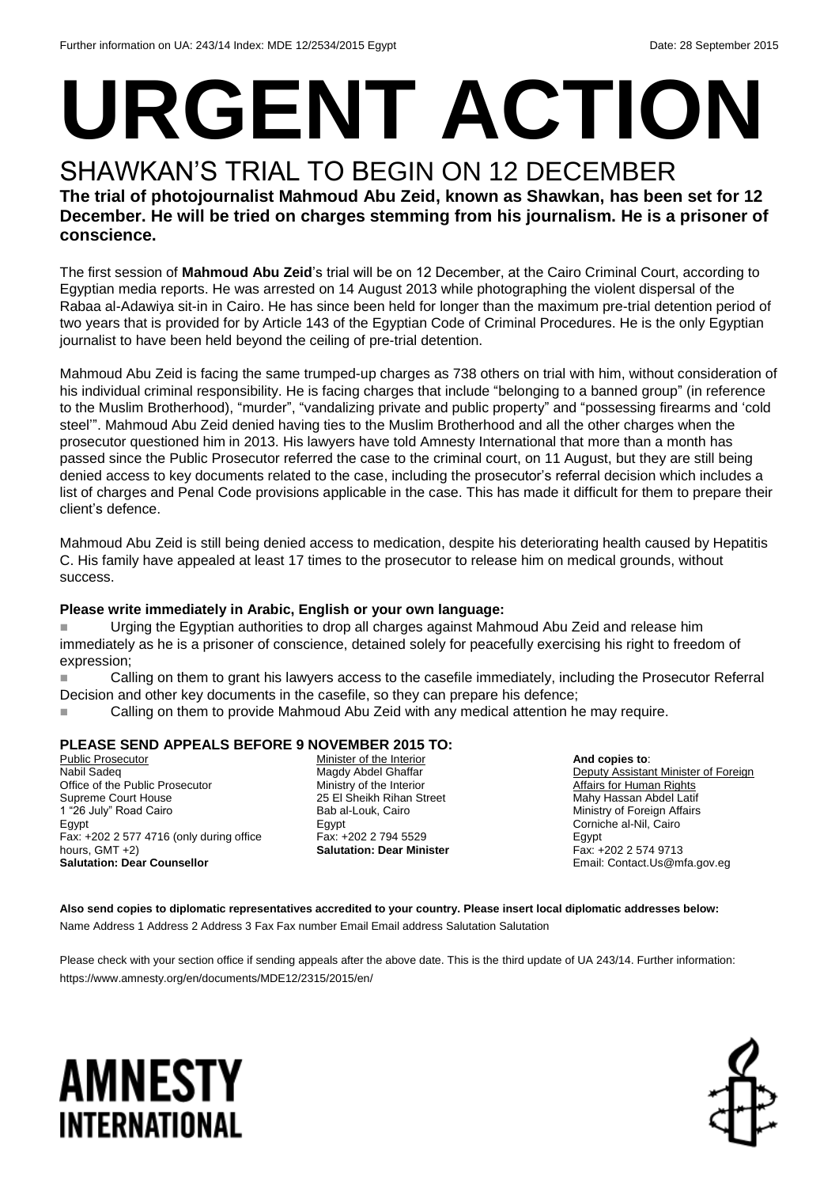Further information on UA: 243/14 Index: MDE 12/2534/2015 Egypt Date: 28 September 2015

# URGENT ACTION

## SHAWKAN'S TRIAL TO BEGIN ON 12 DECEMBER

**The trial of photojournalist Mahmoud Abu Zeid, known as Shawkan, has been set for 12 December. He will be tried on charges stemming from his journalism. He is a prisoner of conscience.**

The first session of **Mahmoud Abu Zeid**'s trial will be on 12 December, at the Cairo Criminal Court, according to Egyptian media reports. He was arrested on 14 August 2013 while photographing the violent dispersal of the Rabaa al-Adawiya sit-in in Cairo. He has since been held for longer than the maximum pre-trial detention period of two years that is provided for by Article 143 of the Egyptian Code of Criminal Procedures. He is the only Egyptian journalist to have been held beyond the ceiling of pre-trial detention.

Mahmoud Abu Zeid is facing the same trumped-up charges as 738 others on trial with him, without consideration of his individual criminal responsibility. He is facing charges that include "belonging to a banned group" (in reference to the Muslim Brotherhood), "murder", "vandalizing private and public property" and "possessing firearms and 'cold steel'". Mahmoud Abu Zeid denied having ties to the Muslim Brotherhood and all the other charges when the prosecutor questioned him in 2013. His lawyers have told Amnesty International that more than a month has passed since the Public Prosecutor referred the case to the criminal court, on 11 August, but they are still being denied access to key documents related to the case, including the prosecutor's referral decision which includes a list of charges and Penal Code provisions applicable in the case. This has made it difficult for them to prepare their client's defence.

Mahmoud Abu Zeid is still being denied access to medication, despite his deteriorating health caused by Hepatitis C. His family have appealed at least 17 times to the prosecutor to release him on medical grounds, without success.

**Please write immediately in Arabic, English or your own language:**

- Urging the Egyptian authorities to drop all charges against Mahmoud Abu Zeid and release him immediately as he is a prisoner of conscience, detained solely for peacefully exercising his right to freedom of expression;
- Calling on them to grant his lawyers access to the casefile immediately, including the Prosecutor Referral Decision and other key documents in the casefile, so they can prepare his defence;
- Calling on them to provide Mahmoud Abu Zeid with any medical attention he may require.

**PLEASE SEND APPEALS BEFORE 9 NOVEMBER 2015 TO:**

Public Prosecutor
Nabil Sadeq
Office of the Public Prosecutor
Supreme Court House
1 "26 July" Road Cairo
Egypt
Fax: +202 2 577 4716 (only during office hours, GMT +2)
**Salutation: Dear Counsellor**

Minister of the Interior
Magdy Abdel Ghaffar
Ministry of the Interior
25 El Sheikh Rihan Street
Bab al-Louk, Cairo
Egypt
Fax: +202 2 794 5529
**Salutation: Dear Minister**

**And copies to**:
Deputy Assistant Minister of Foreign Affairs for Human Rights
Mahy Hassan Abdel Latif
Ministry of Foreign Affairs
Corniche al-Nil, Cairo
Egypt
Fax: +202 2 574 9713
Email: Contact.Us@mfa.gov.eg

**Also send copies to diplomatic representatives accredited to your country. Please insert local diplomatic addresses below:**
Name Address 1 Address 2 Address 3 Fax Fax number Email Email address Salutation Salutation

Please check with your section office if sending appeals after the above date. This is the third update of UA 243/14. Further information: https://www.amnesty.org/en/documents/MDE12/2315/2015/en/

AMNESTY INTERNATIONAL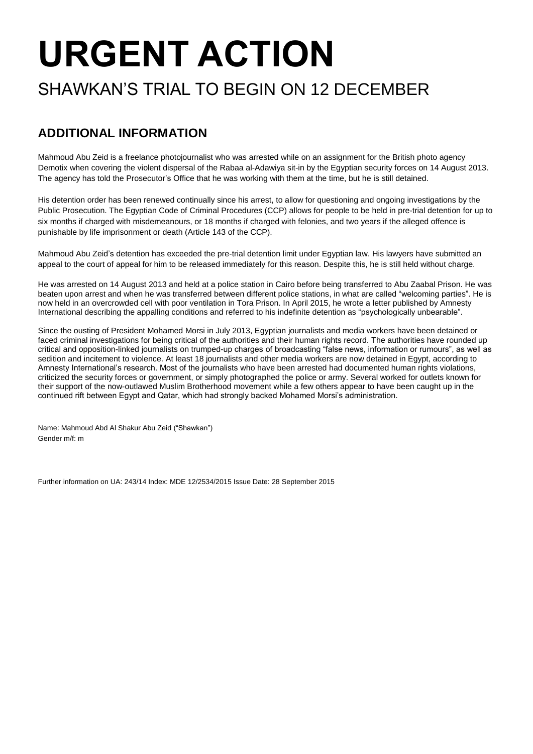# URGENT ACTION

## SHAWKAN'S TRIAL TO BEGIN ON 12 DECEMBER

### ADDITIONAL INFORMATION

Mahmoud Abu Zeid is a freelance photojournalist who was arrested while on an assignment for the British photo agency Demotix when covering the violent dispersal of the Rabaa al-Adawiya sit-in by the Egyptian security forces on 14 August 2013. The agency has told the Prosecutor's Office that he was working with them at the time, but he is still detained.

His detention order has been renewed continually since his arrest, to allow for questioning and ongoing investigations by the Public Prosecution. The Egyptian Code of Criminal Procedures (CCP) allows for people to be held in pre-trial detention for up to six months if charged with misdemeanours, or 18 months if charged with felonies, and two years if the alleged offence is punishable by life imprisonment or death (Article 143 of the CCP).

Mahmoud Abu Zeid's detention has exceeded the pre-trial detention limit under Egyptian law. His lawyers have submitted an appeal to the court of appeal for him to be released immediately for this reason. Despite this, he is still held without charge.

He was arrested on 14 August 2013 and held at a police station in Cairo before being transferred to Abu Zaabal Prison. He was beaten upon arrest and when he was transferred between different police stations, in what are called "welcoming parties". He is now held in an overcrowded cell with poor ventilation in Tora Prison. In April 2015, he wrote a letter published by Amnesty International describing the appalling conditions and referred to his indefinite detention as "psychologically unbearable".

Since the ousting of President Mohamed Morsi in July 2013, Egyptian journalists and media workers have been detained or faced criminal investigations for being critical of the authorities and their human rights record. The authorities have rounded up critical and opposition-linked journalists on trumped-up charges of broadcasting "false news, information or rumours", as well as sedition and incitement to violence. At least 18 journalists and other media workers are now detained in Egypt, according to Amnesty International's research. Most of the journalists who have been arrested had documented human rights violations, criticized the security forces or government, or simply photographed the police or army. Several worked for outlets known for their support of the now-outlawed Muslim Brotherhood movement while a few others appear to have been caught up in the continued rift between Egypt and Qatar, which had strongly backed Mohamed Morsi's administration.

Name: Mahmoud Abd Al Shakur Abu Zeid ("Shawkan")
Gender m/f: m

Further information on UA: 243/14 Index: MDE 12/2534/2015 Issue Date: 28 September 2015